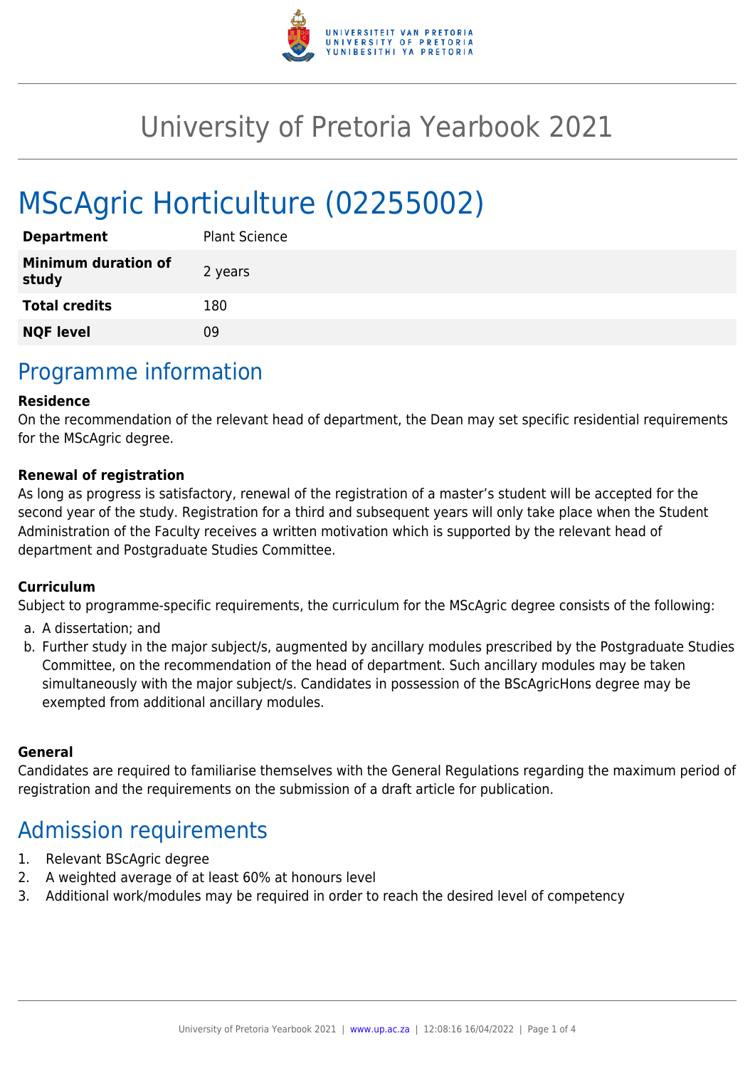# University of Pretoria Yearbook 2021

# MScAgric Horticulture (02255002)

| | |
|---|---|
| **Department** | Plant Science |
| **Minimum duration of study** | 2 years |
| **Total credits** | 180 |
| **NQF level** | 09 |

## Programme information

**Residence**

On the recommendation of the relevant head of department, the Dean may set specific residential requirements for the MScAgric degree.

**Renewal of registration**

As long as progress is satisfactory, renewal of the registration of a master's student will be accepted for the second year of the study. Registration for a third and subsequent years will only take place when the Student Administration of the Faculty receives a written motivation which is supported by the relevant head of department and Postgraduate Studies Committee.

**Curriculum**

Subject to programme-specific requirements, the curriculum for the MScAgric degree consists of the following:

a. A dissertation; and
b. Further study in the major subject/s, augmented by ancillary modules prescribed by the Postgraduate Studies Committee, on the recommendation of the head of department. Such ancillary modules may be taken simultaneously with the major subject/s. Candidates in possession of the BScAgricHons degree may be exempted from additional ancillary modules.

**General**

Candidates are required to familiarise themselves with the General Regulations regarding the maximum period of registration and the requirements on the submission of a draft article for publication.

## Admission requirements

1. Relevant BScAgric degree
2. A weighted average of at least 60% at honours level
3. Additional work/modules may be required in order to reach the desired level of competency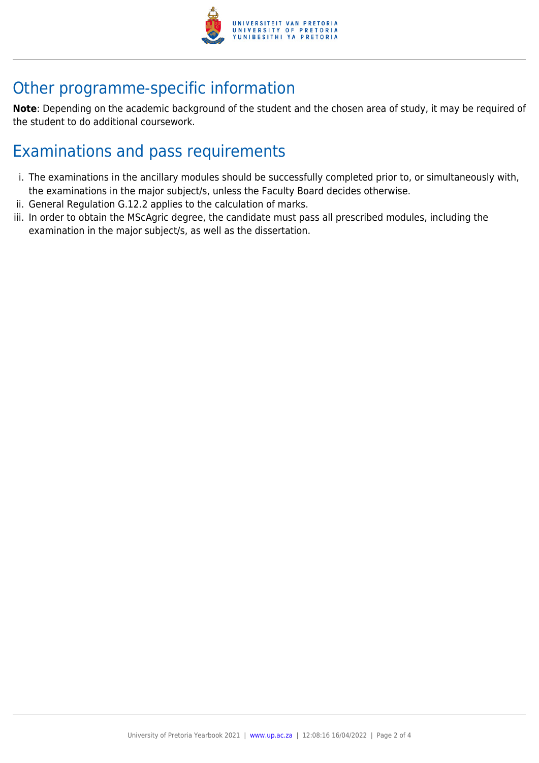## Other programme-specific information

**Note**: Depending on the academic background of the student and the chosen area of study, it may be required of the student to do additional coursework.

## Examinations and pass requirements

i. The examinations in the ancillary modules should be successfully completed prior to, or simultaneously with, the examinations in the major subject/s, unless the Faculty Board decides otherwise.
ii. General Regulation G.12.2 applies to the calculation of marks.
iii. In order to obtain the MScAgric degree, the candidate must pass all prescribed modules, including the examination in the major subject/s, as well as the dissertation.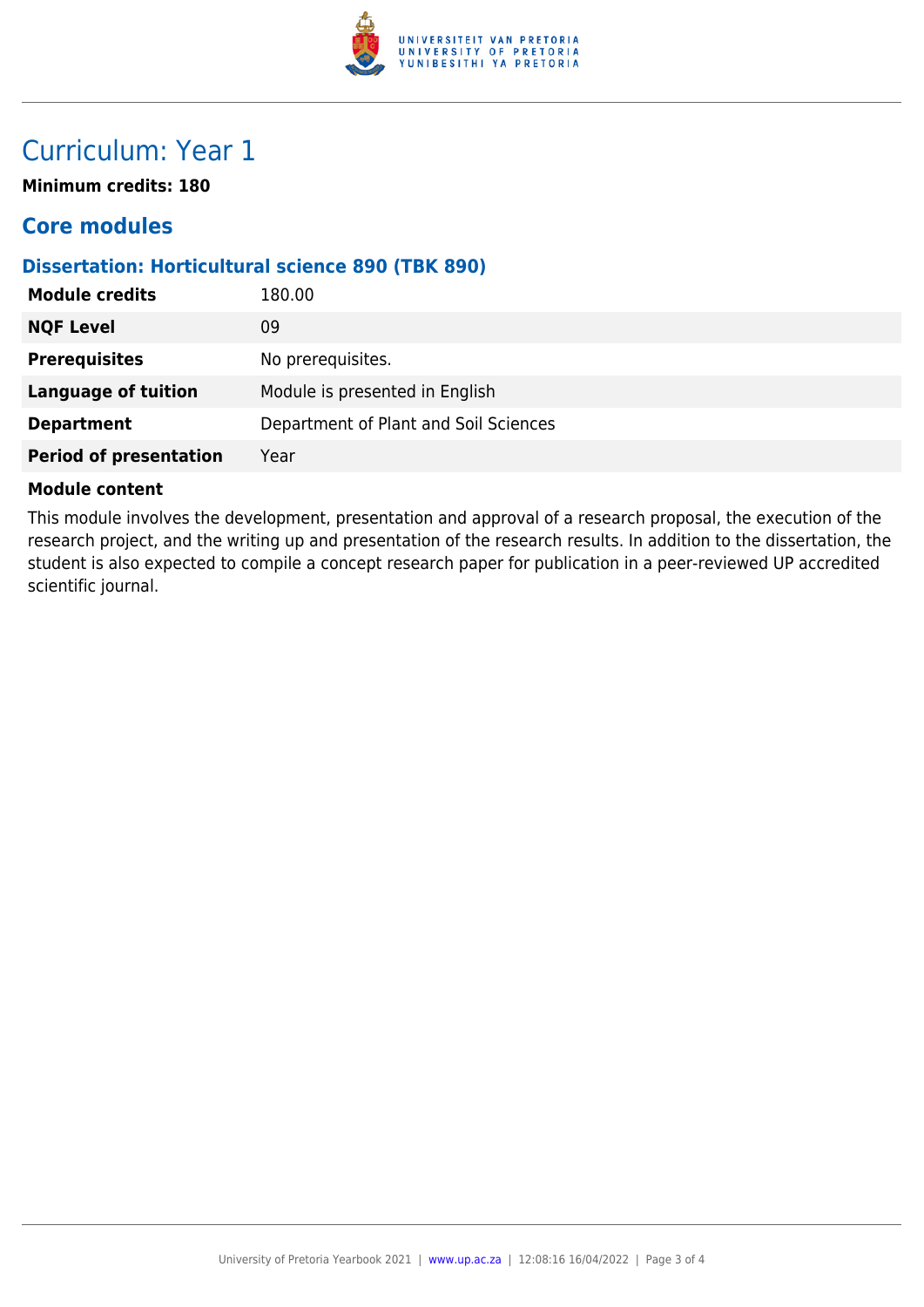# Curriculum: Year 1

**Minimum credits: 180**

## Core modules

### Dissertation: Horticultural science 890 (TBK 890)

| | |
|---|---|
| **Module credits** | 180.00 |
| **NQF Level** | 09 |
| **Prerequisites** | No prerequisites. |
| **Language of tuition** | Module is presented in English |
| **Department** | Department of Plant and Soil Sciences |
| **Period of presentation** | Year |

**Module content**

This module involves the development, presentation and approval of a research proposal, the execution of the research project, and the writing up and presentation of the research results. In addition to the dissertation, the student is also expected to compile a concept research paper for publication in a peer-reviewed UP accredited scientific journal.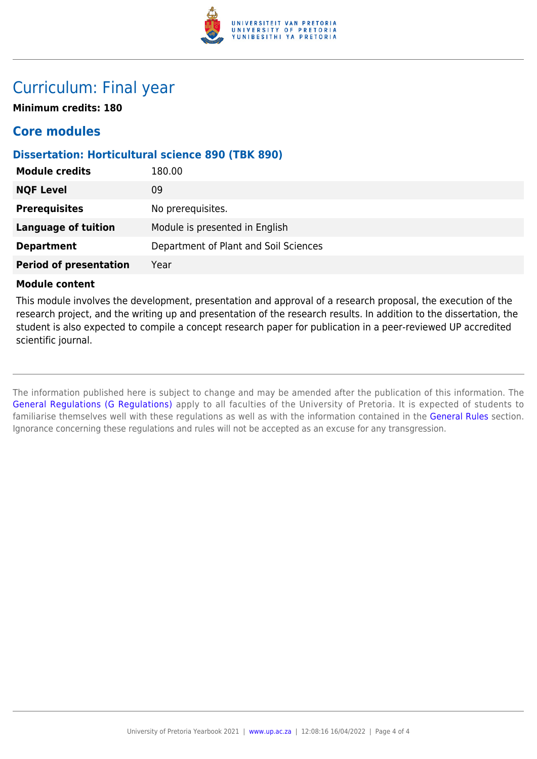# Curriculum: Final year

**Minimum credits: 180**

## Core modules

### Dissertation: Horticultural science 890 (TBK 890)

| | |
|---|---|
| **Module credits** | 180.00 |
| **NQF Level** | 09 |
| **Prerequisites** | No prerequisites. |
| **Language of tuition** | Module is presented in English |
| **Department** | Department of Plant and Soil Sciences |
| **Period of presentation** | Year |

**Module content**

This module involves the development, presentation and approval of a research proposal, the execution of the research project, and the writing up and presentation of the research results. In addition to the dissertation, the student is also expected to compile a concept research paper for publication in a peer-reviewed UP accredited scientific journal.

The information published here is subject to change and may be amended after the publication of this information. The General Regulations (G Regulations) apply to all faculties of the University of Pretoria. It is expected of students to familiarise themselves well with these regulations as well as with the information contained in the General Rules section. Ignorance concerning these regulations and rules will not be accepted as an excuse for any transgression.